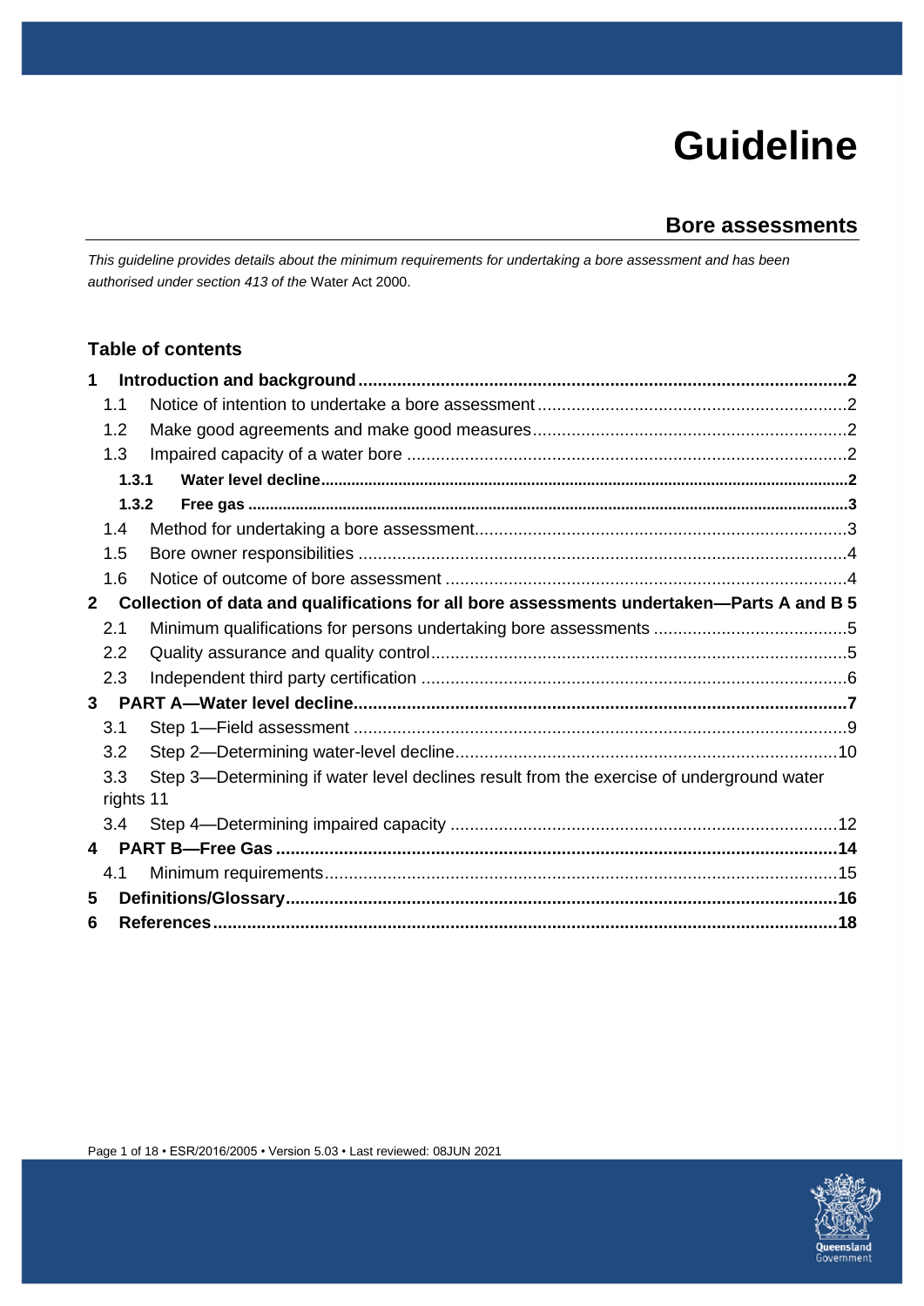# Guideline

## Bore assessments

*This guideline provides details about the minimum requirements for undertaking a bore assessment and has been authorised under section 413 of the* Water Act 2000.

### Table of contents

**1 Introduction and background ..... 2**

- 1.1 Notice of intention to undertake a bore assessment ..... 2
- 1.2 Make good agreements and make good measures ..... 2
- 1.3 Impaired capacity of a water bore ..... 2
  - **1.3.1 Water level decline ..... 2**
  - **1.3.2 Free gas ..... 3**
- 1.4 Method for undertaking a bore assessment ..... 3
- 1.5 Bore owner responsibilities ..... 4
- 1.6 Notice of outcome of bore assessment ..... 4

**2 Collection of data and qualifications for all bore assessments undertaken—Parts A and B 5**

- 2.1 Minimum qualifications for persons undertaking bore assessments ..... 5
- 2.2 Quality assurance and quality control ..... 5
- 2.3 Independent third party certification ..... 6

**3 PART A—Water level decline ..... 7**

- 3.1 Step 1—Field assessment ..... 9
- 3.2 Step 2—Determining water-level decline ..... 10
- 3.3 Step 3—Determining if water level declines result from the exercise of underground water rights 11
- 3.4 Step 4—Determining impaired capacity ..... 12

**4 PART B—Free Gas ..... 14**

- 4.1 Minimum requirements ..... 15

**5 Definitions/Glossary ..... 16**

**6 References ..... 18**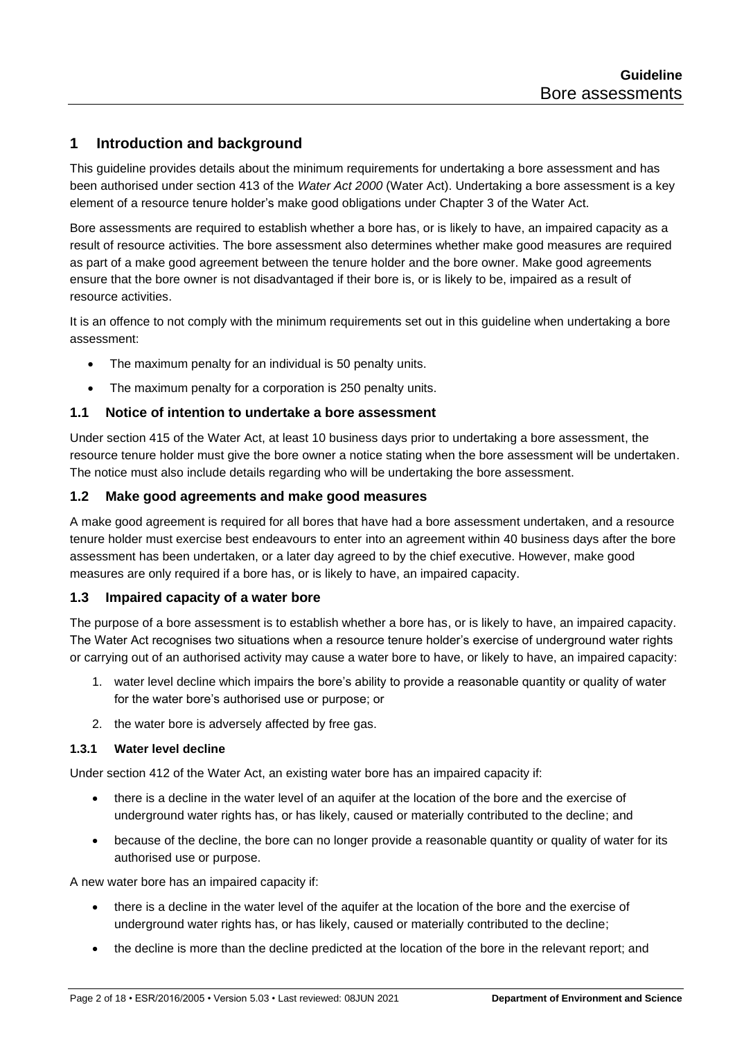## 1 Introduction and background

This guideline provides details about the minimum requirements for undertaking a bore assessment and has been authorised under section 413 of the *Water Act 2000* (Water Act). Undertaking a bore assessment is a key element of a resource tenure holder's make good obligations under Chapter 3 of the Water Act.

Bore assessments are required to establish whether a bore has, or is likely to have, an impaired capacity as a result of resource activities. The bore assessment also determines whether make good measures are required as part of a make good agreement between the tenure holder and the bore owner. Make good agreements ensure that the bore owner is not disadvantaged if their bore is, or is likely to be, impaired as a result of resource activities.

It is an offence to not comply with the minimum requirements set out in this guideline when undertaking a bore assessment:

- The maximum penalty for an individual is 50 penalty units.
- The maximum penalty for a corporation is 250 penalty units.

### 1.1 Notice of intention to undertake a bore assessment

Under section 415 of the Water Act, at least 10 business days prior to undertaking a bore assessment, the resource tenure holder must give the bore owner a notice stating when the bore assessment will be undertaken. The notice must also include details regarding who will be undertaking the bore assessment.

### 1.2 Make good agreements and make good measures

A make good agreement is required for all bores that have had a bore assessment undertaken, and a resource tenure holder must exercise best endeavours to enter into an agreement within 40 business days after the bore assessment has been undertaken, or a later day agreed to by the chief executive. However, make good measures are only required if a bore has, or is likely to have, an impaired capacity.

### 1.3 Impaired capacity of a water bore

The purpose of a bore assessment is to establish whether a bore has, or is likely to have, an impaired capacity. The Water Act recognises two situations when a resource tenure holder's exercise of underground water rights or carrying out of an authorised activity may cause a water bore to have, or likely to have, an impaired capacity:

1. water level decline which impairs the bore's ability to provide a reasonable quantity or quality of water for the water bore's authorised use or purpose; or
2. the water bore is adversely affected by free gas.

#### 1.3.1 Water level decline

Under section 412 of the Water Act, an existing water bore has an impaired capacity if:

- there is a decline in the water level of an aquifer at the location of the bore and the exercise of underground water rights has, or has likely, caused or materially contributed to the decline; and
- because of the decline, the bore can no longer provide a reasonable quantity or quality of water for its authorised use or purpose.

A new water bore has an impaired capacity if:

- there is a decline in the water level of the aquifer at the location of the bore and the exercise of underground water rights has, or has likely, caused or materially contributed to the decline;
- the decline is more than the decline predicted at the location of the bore in the relevant report; and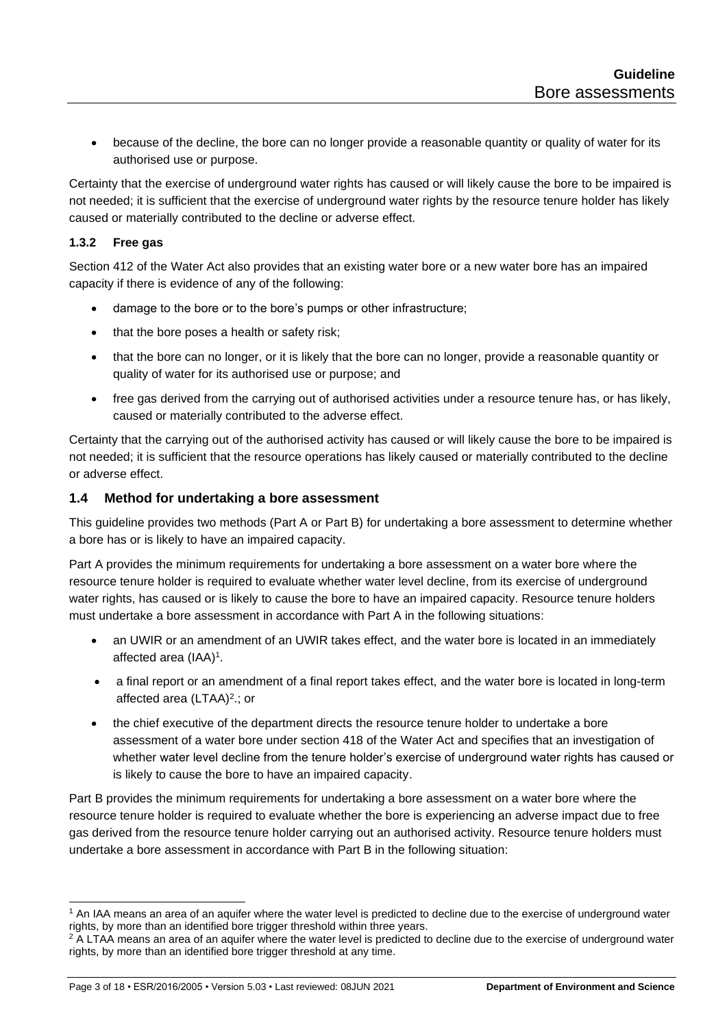- because of the decline, the bore can no longer provide a reasonable quantity or quality of water for its authorised use or purpose.

Certainty that the exercise of underground water rights has caused or will likely cause the bore to be impaired is not needed; it is sufficient that the exercise of underground water rights by the resource tenure holder has likely caused or materially contributed to the decline or adverse effect.

#### 1.3.2 Free gas

Section 412 of the Water Act also provides that an existing water bore or a new water bore has an impaired capacity if there is evidence of any of the following:

- damage to the bore or to the bore's pumps or other infrastructure;
- that the bore poses a health or safety risk;
- that the bore can no longer, or it is likely that the bore can no longer, provide a reasonable quantity or quality of water for its authorised use or purpose; and
- free gas derived from the carrying out of authorised activities under a resource tenure has, or has likely, caused or materially contributed to the adverse effect.

Certainty that the carrying out of the authorised activity has caused or will likely cause the bore to be impaired is not needed; it is sufficient that the resource operations has likely caused or materially contributed to the decline or adverse effect.

### 1.4 Method for undertaking a bore assessment

This guideline provides two methods (Part A or Part B) for undertaking a bore assessment to determine whether a bore has or is likely to have an impaired capacity.

Part A provides the minimum requirements for undertaking a bore assessment on a water bore where the resource tenure holder is required to evaluate whether water level decline, from its exercise of underground water rights, has caused or is likely to cause the bore to have an impaired capacity. Resource tenure holders must undertake a bore assessment in accordance with Part A in the following situations:

- an UWIR or an amendment of an UWIR takes effect, and the water bore is located in an immediately affected area (IAA)[1].
- a final report or an amendment of a final report takes effect, and the water bore is located in long-term affected area (LTAA)[2].; or
- the chief executive of the department directs the resource tenure holder to undertake a bore assessment of a water bore under section 418 of the Water Act and specifies that an investigation of whether water level decline from the tenure holder's exercise of underground water rights has caused or is likely to cause the bore to have an impaired capacity.

Part B provides the minimum requirements for undertaking a bore assessment on a water bore where the resource tenure holder is required to evaluate whether the bore is experiencing an adverse impact due to free gas derived from the resource tenure holder carrying out an authorised activity. Resource tenure holders must undertake a bore assessment in accordance with Part B in the following situation:

---

[1] An IAA means an area of an aquifer where the water level is predicted to decline due to the exercise of underground water rights, by more than an identified bore trigger threshold within three years.

[2] A LTAA means an area of an aquifer where the water level is predicted to decline due to the exercise of underground water rights, by more than an identified bore trigger threshold at any time.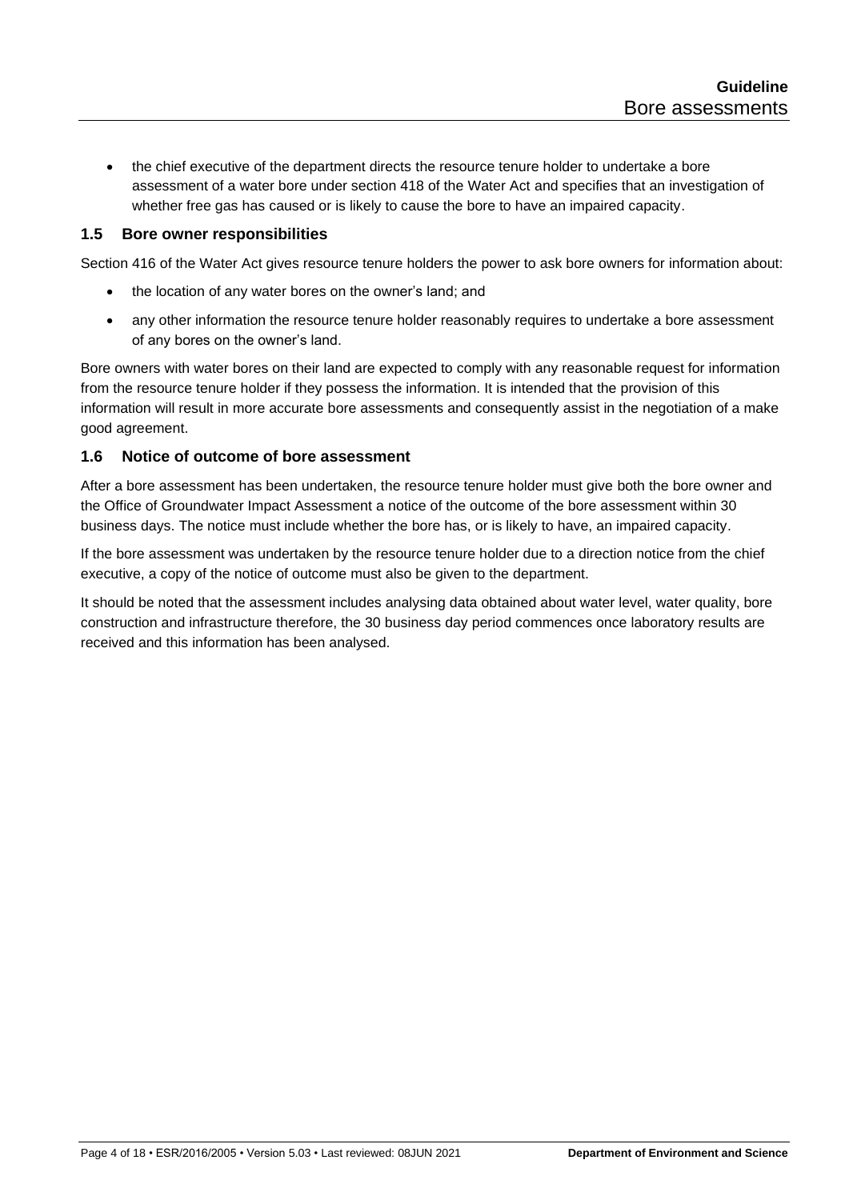- the chief executive of the department directs the resource tenure holder to undertake a bore assessment of a water bore under section 418 of the Water Act and specifies that an investigation of whether free gas has caused or is likely to cause the bore to have an impaired capacity.

### 1.5 Bore owner responsibilities

Section 416 of the Water Act gives resource tenure holders the power to ask bore owners for information about:

- the location of any water bores on the owner's land; and
- any other information the resource tenure holder reasonably requires to undertake a bore assessment of any bores on the owner's land.

Bore owners with water bores on their land are expected to comply with any reasonable request for information from the resource tenure holder if they possess the information. It is intended that the provision of this information will result in more accurate bore assessments and consequently assist in the negotiation of a make good agreement.

### 1.6 Notice of outcome of bore assessment

After a bore assessment has been undertaken, the resource tenure holder must give both the bore owner and the Office of Groundwater Impact Assessment a notice of the outcome of the bore assessment within 30 business days. The notice must include whether the bore has, or is likely to have, an impaired capacity.

If the bore assessment was undertaken by the resource tenure holder due to a direction notice from the chief executive, a copy of the notice of outcome must also be given to the department.

It should be noted that the assessment includes analysing data obtained about water level, water quality, bore construction and infrastructure therefore, the 30 business day period commences once laboratory results are received and this information has been analysed.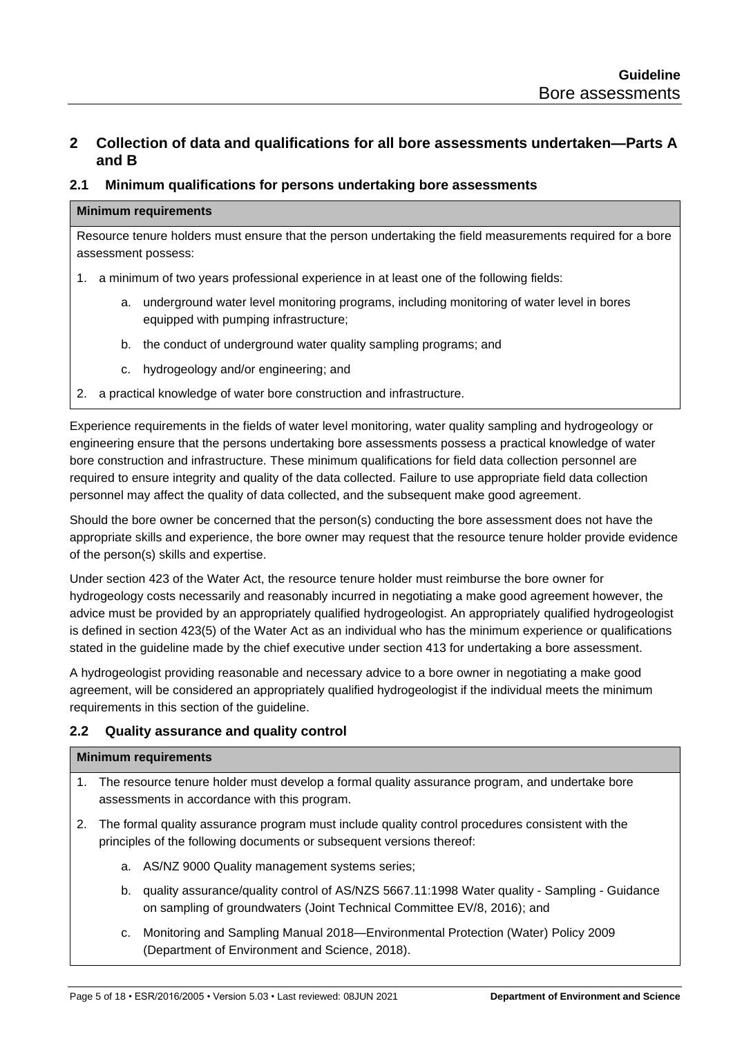## 2 Collection of data and qualifications for all bore assessments undertaken—Parts A and B

### 2.1 Minimum qualifications for persons undertaking bore assessments

| Minimum requirements |
|---|
| Resource tenure holders must ensure that the person undertaking the field measurements required for a bore assessment possess:<br>1. a minimum of two years professional experience in at least one of the following fields:<br>&nbsp;&nbsp;&nbsp;&nbsp;a. underground water level monitoring programs, including monitoring of water level in bores equipped with pumping infrastructure;<br>&nbsp;&nbsp;&nbsp;&nbsp;b. the conduct of underground water quality sampling programs; and<br>&nbsp;&nbsp;&nbsp;&nbsp;c. hydrogeology and/or engineering; and<br>2. a practical knowledge of water bore construction and infrastructure. |

Experience requirements in the fields of water level monitoring, water quality sampling and hydrogeology or engineering ensure that the persons undertaking bore assessments possess a practical knowledge of water bore construction and infrastructure. These minimum qualifications for field data collection personnel are required to ensure integrity and quality of the data collected. Failure to use appropriate field data collection personnel may affect the quality of data collected, and the subsequent make good agreement.

Should the bore owner be concerned that the person(s) conducting the bore assessment does not have the appropriate skills and experience, the bore owner may request that the resource tenure holder provide evidence of the person(s) skills and expertise.

Under section 423 of the Water Act, the resource tenure holder must reimburse the bore owner for hydrogeology costs necessarily and reasonably incurred in negotiating a make good agreement however, the advice must be provided by an appropriately qualified hydrogeologist. An appropriately qualified hydrogeologist is defined in section 423(5) of the Water Act as an individual who has the minimum experience or qualifications stated in the guideline made by the chief executive under section 413 for undertaking a bore assessment.

A hydrogeologist providing reasonable and necessary advice to a bore owner in negotiating a make good agreement, will be considered an appropriately qualified hydrogeologist if the individual meets the minimum requirements in this section of the guideline.

### 2.2 Quality assurance and quality control

| Minimum requirements |
|---|
| 1. The resource tenure holder must develop a formal quality assurance program, and undertake bore assessments in accordance with this program.<br>2. The formal quality assurance program must include quality control procedures consistent with the principles of the following documents or subsequent versions thereof:<br>&nbsp;&nbsp;&nbsp;&nbsp;a. AS/NZ 9000 Quality management systems series;<br>&nbsp;&nbsp;&nbsp;&nbsp;b. quality assurance/quality control of AS/NZS 5667.11:1998 Water quality - Sampling - Guidance on sampling of groundwaters (Joint Technical Committee EV/8, 2016); and<br>&nbsp;&nbsp;&nbsp;&nbsp;c. Monitoring and Sampling Manual 2018—Environmental Protection (Water) Policy 2009 (Department of Environment and Science, 2018). |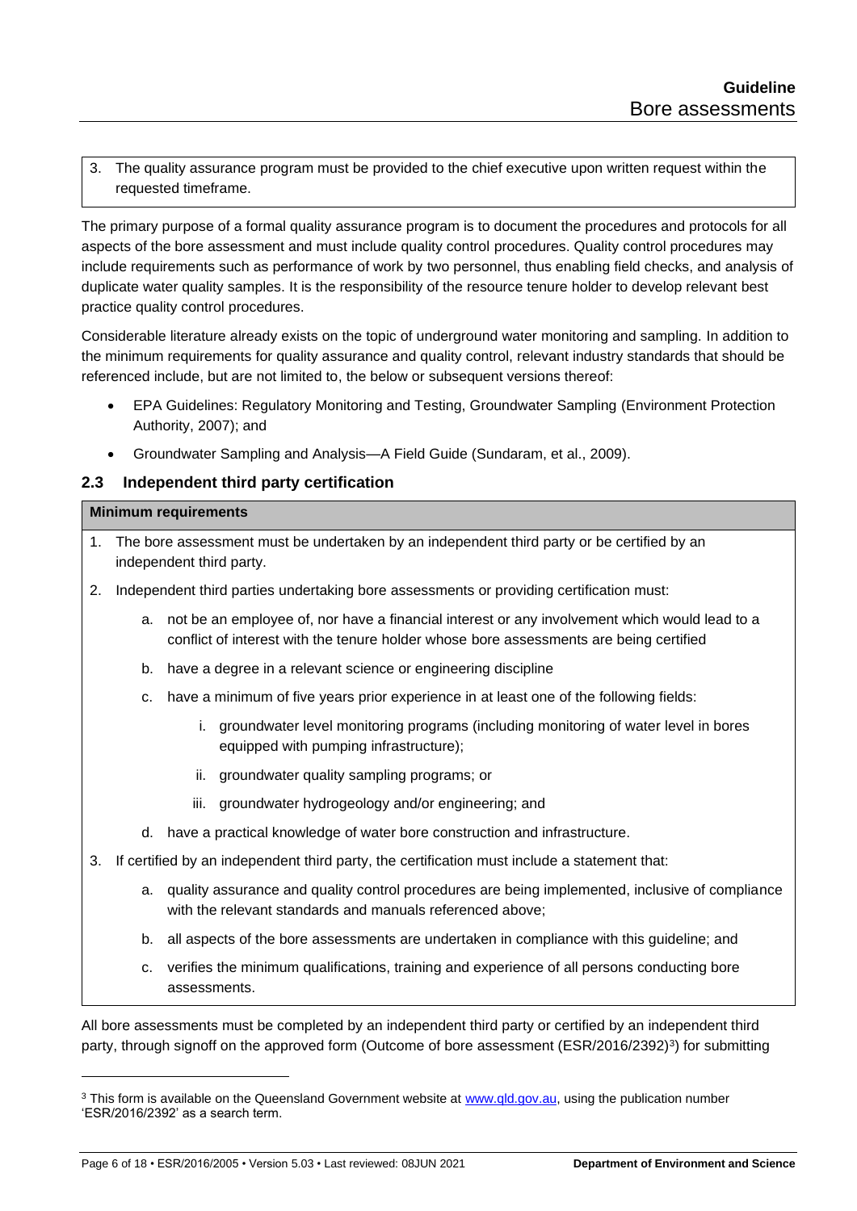3. The quality assurance program must be provided to the chief executive upon written request within the requested timeframe.

The primary purpose of a formal quality assurance program is to document the procedures and protocols for all aspects of the bore assessment and must include quality control procedures. Quality control procedures may include requirements such as performance of work by two personnel, thus enabling field checks, and analysis of duplicate water quality samples. It is the responsibility of the resource tenure holder to develop relevant best practice quality control procedures.

Considerable literature already exists on the topic of underground water monitoring and sampling. In addition to the minimum requirements for quality assurance and quality control, relevant industry standards that should be referenced include, but are not limited to, the below or subsequent versions thereof:

- EPA Guidelines: Regulatory Monitoring and Testing, Groundwater Sampling (Environment Protection Authority, 2007); and
- Groundwater Sampling and Analysis—A Field Guide (Sundaram, et al., 2009).

## 2.3 Independent third party certification

**Minimum requirements**

1. The bore assessment must be undertaken by an independent third party or be certified by an independent third party.
2. Independent third parties undertaking bore assessments or providing certification must:
   a. not be an employee of, nor have a financial interest or any involvement which would lead to a conflict of interest with the tenure holder whose bore assessments are being certified
   b. have a degree in a relevant science or engineering discipline
   c. have a minimum of five years prior experience in at least one of the following fields:
      i. groundwater level monitoring programs (including monitoring of water level in bores equipped with pumping infrastructure);
      ii. groundwater quality sampling programs; or
      iii. groundwater hydrogeology and/or engineering; and
   d. have a practical knowledge of water bore construction and infrastructure.
3. If certified by an independent third party, the certification must include a statement that:
   a. quality assurance and quality control procedures are being implemented, inclusive of compliance with the relevant standards and manuals referenced above;
   b. all aspects of the bore assessments are undertaken in compliance with this guideline; and
   c. verifies the minimum qualifications, training and experience of all persons conducting bore assessments.

All bore assessments must be completed by an independent third party or certified by an independent third party, through signoff on the approved form (Outcome of bore assessment (ESR/2016/2392)[3]) for submitting

[3] This form is available on the Queensland Government website at www.qld.gov.au, using the publication number 'ESR/2016/2392' as a search term.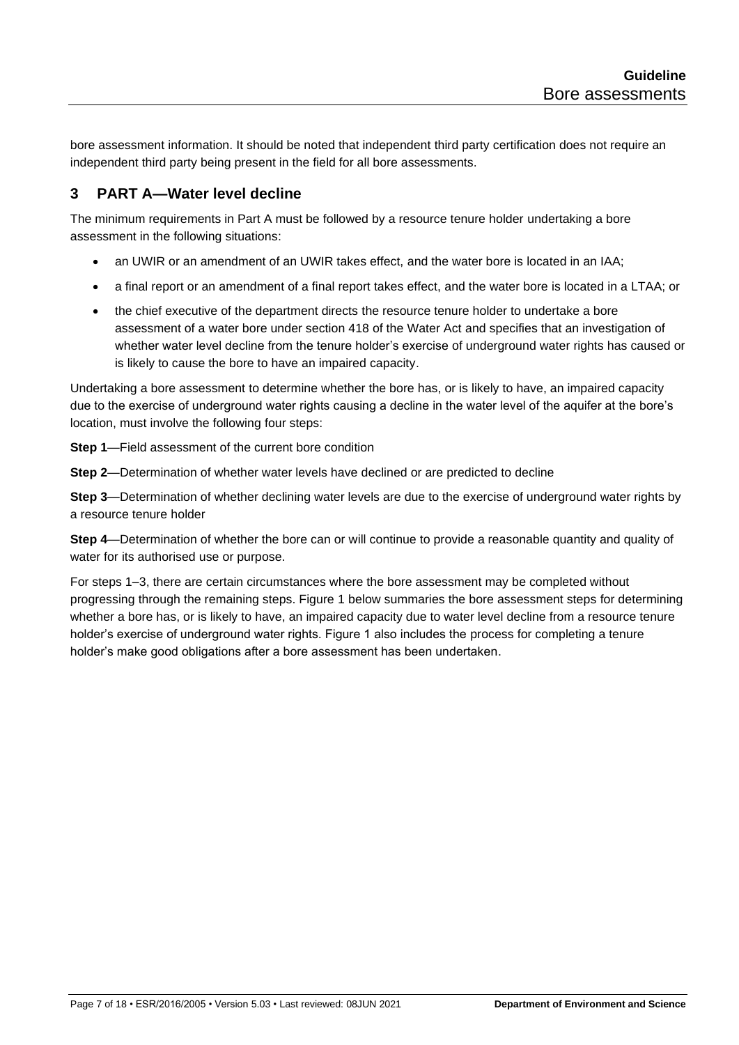bore assessment information. It should be noted that independent third party certification does not require an independent third party being present in the field for all bore assessments.

## 3 PART A—Water level decline

The minimum requirements in Part A must be followed by a resource tenure holder undertaking a bore assessment in the following situations:

- an UWIR or an amendment of an UWIR takes effect, and the water bore is located in an IAA;
- a final report or an amendment of a final report takes effect, and the water bore is located in a LTAA; or
- the chief executive of the department directs the resource tenure holder to undertake a bore assessment of a water bore under section 418 of the Water Act and specifies that an investigation of whether water level decline from the tenure holder's exercise of underground water rights has caused or is likely to cause the bore to have an impaired capacity.

Undertaking a bore assessment to determine whether the bore has, or is likely to have, an impaired capacity due to the exercise of underground water rights causing a decline in the water level of the aquifer at the bore's location, must involve the following four steps:

**Step 1**—Field assessment of the current bore condition

**Step 2**—Determination of whether water levels have declined or are predicted to decline

**Step 3**—Determination of whether declining water levels are due to the exercise of underground water rights by a resource tenure holder

**Step 4**—Determination of whether the bore can or will continue to provide a reasonable quantity and quality of water for its authorised use or purpose.

For steps 1–3, there are certain circumstances where the bore assessment may be completed without progressing through the remaining steps. Figure 1 below summaries the bore assessment steps for determining whether a bore has, or is likely to have, an impaired capacity due to water level decline from a resource tenure holder's exercise of underground water rights. Figure 1 also includes the process for completing a tenure holder's make good obligations after a bore assessment has been undertaken.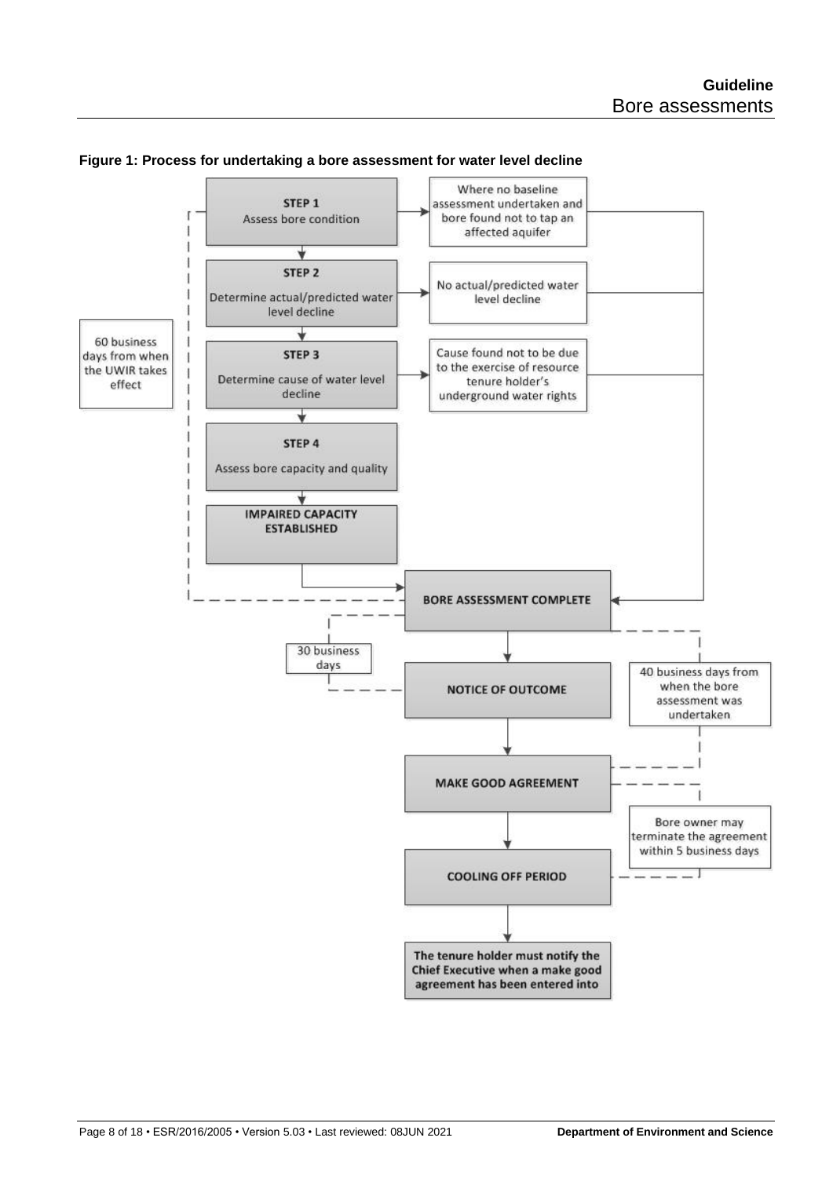**Figure 1: Process for undertaking a bore assessment for water level decline**

**STEP 1**
Assess bore condition

→ Where no baseline assessment undertaken and bore found not to tap an affected aquifer

**STEP 2**
Determine actual/predicted water level decline

→ No actual/predicted water level decline

**STEP 3**
Determine cause of water level decline

→ Cause found not to be due to the exercise of resource tenure holder's underground water rights

**STEP 4**
Assess bore capacity and quality

**IMPAIRED CAPACITY ESTABLISHED**

60 business days from when the UWIR takes effect

**BORE ASSESSMENT COMPLETE**

30 business days

**NOTICE OF OUTCOME**

40 business days from when the bore assessment was undertaken

**MAKE GOOD AGREEMENT**

Bore owner may terminate the agreement within 5 business days

**COOLING OFF PERIOD**

**The tenure holder must notify the Chief Executive when a make good agreement has been entered into**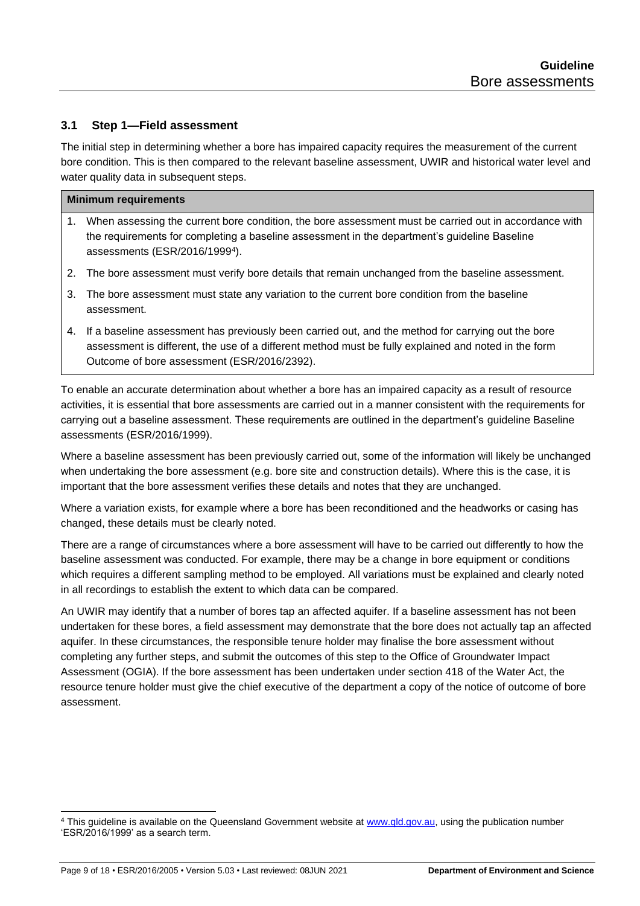### 3.1 Step 1—Field assessment

The initial step in determining whether a bore has impaired capacity requires the measurement of the current bore condition. This is then compared to the relevant baseline assessment, UWIR and historical water level and water quality data in subsequent steps.

| Minimum requirements |
|---|
| 1. When assessing the current bore condition, the bore assessment must be carried out in accordance with the requirements for completing a baseline assessment in the department's guideline Baseline assessments (ESR/2016/1999[4]).<br>2. The bore assessment must verify bore details that remain unchanged from the baseline assessment.<br>3. The bore assessment must state any variation to the current bore condition from the baseline assessment.<br>4. If a baseline assessment has previously been carried out, and the method for carrying out the bore assessment is different, the use of a different method must be fully explained and noted in the form Outcome of bore assessment (ESR/2016/2392). |

To enable an accurate determination about whether a bore has an impaired capacity as a result of resource activities, it is essential that bore assessments are carried out in a manner consistent with the requirements for carrying out a baseline assessment. These requirements are outlined in the department's guideline Baseline assessments (ESR/2016/1999).

Where a baseline assessment has been previously carried out, some of the information will likely be unchanged when undertaking the bore assessment (e.g. bore site and construction details). Where this is the case, it is important that the bore assessment verifies these details and notes that they are unchanged.

Where a variation exists, for example where a bore has been reconditioned and the headworks or casing has changed, these details must be clearly noted.

There are a range of circumstances where a bore assessment will have to be carried out differently to how the baseline assessment was conducted. For example, there may be a change in bore equipment or conditions which requires a different sampling method to be employed. All variations must be explained and clearly noted in all recordings to establish the extent to which data can be compared.

An UWIR may identify that a number of bores tap an affected aquifer. If a baseline assessment has not been undertaken for these bores, a field assessment may demonstrate that the bore does not actually tap an affected aquifer. In these circumstances, the responsible tenure holder may finalise the bore assessment without completing any further steps, and submit the outcomes of this step to the Office of Groundwater Impact Assessment (OGIA). If the bore assessment has been undertaken under section 418 of the Water Act, the resource tenure holder must give the chief executive of the department a copy of the notice of outcome of bore assessment.

---

[4] This guideline is available on the Queensland Government website at www.qld.gov.au, using the publication number 'ESR/2016/1999' as a search term.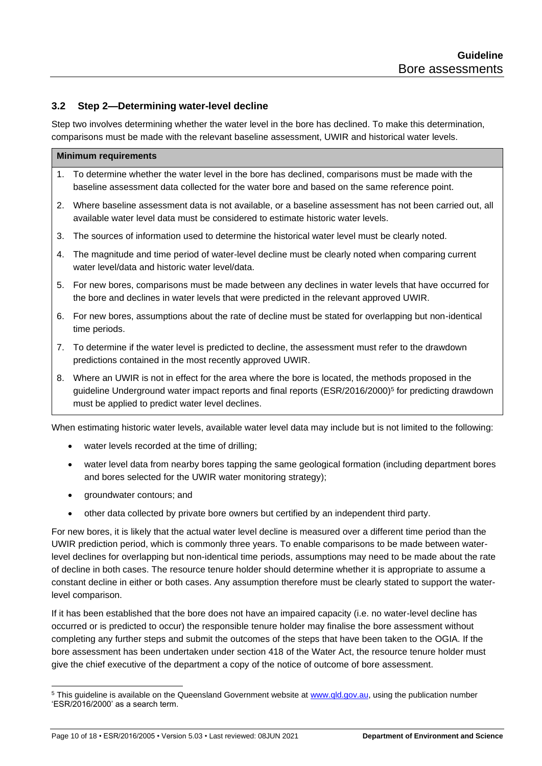### 3.2 Step 2—Determining water-level decline

Step two involves determining whether the water level in the bore has declined. To make this determination, comparisons must be made with the relevant baseline assessment, UWIR and historical water levels.

| **Minimum requirements** |
| --- |
| 1. To determine whether the water level in the bore has declined, comparisons must be made with the baseline assessment data collected for the water bore and based on the same reference point. |
| 2. Where baseline assessment data is not available, or a baseline assessment has not been carried out, all available water level data must be considered to estimate historic water levels. |
| 3. The sources of information used to determine the historical water level must be clearly noted. |
| 4. The magnitude and time period of water-level decline must be clearly noted when comparing current water level/data and historic water level/data. |
| 5. For new bores, comparisons must be made between any declines in water levels that have occurred for the bore and declines in water levels that were predicted in the relevant approved UWIR. |
| 6. For new bores, assumptions about the rate of decline must be stated for overlapping but non-identical time periods. |
| 7. To determine if the water level is predicted to decline, the assessment must refer to the drawdown predictions contained in the most recently approved UWIR. |
| 8. Where an UWIR is not in effect for the area where the bore is located, the methods proposed in the guideline Underground water impact reports and final reports (ESR/2016/2000)[5] for predicting drawdown must be applied to predict water level declines. |

When estimating historic water levels, available water level data may include but is not limited to the following:

- water levels recorded at the time of drilling;
- water level data from nearby bores tapping the same geological formation (including department bores and bores selected for the UWIR water monitoring strategy);
- groundwater contours; and
- other data collected by private bore owners but certified by an independent third party.

For new bores, it is likely that the actual water level decline is measured over a different time period than the UWIR prediction period, which is commonly three years. To enable comparisons to be made between water-level declines for overlapping but non-identical time periods, assumptions may need to be made about the rate of decline in both cases. The resource tenure holder should determine whether it is appropriate to assume a constant decline in either or both cases. Any assumption therefore must be clearly stated to support the water-level comparison.

If it has been established that the bore does not have an impaired capacity (i.e. no water-level decline has occurred or is predicted to occur) the responsible tenure holder may finalise the bore assessment without completing any further steps and submit the outcomes of the steps that have been taken to the OGIA. If the bore assessment has been undertaken under section 418 of the Water Act, the resource tenure holder must give the chief executive of the department a copy of the notice of outcome of bore assessment.

[5] This guideline is available on the Queensland Government website at www.qld.gov.au, using the publication number 'ESR/2016/2000' as a search term.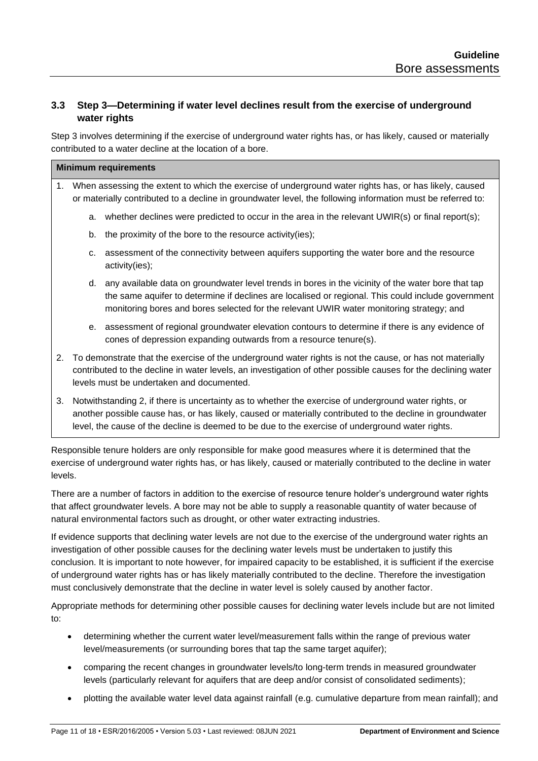### 3.3 Step 3—Determining if water level declines result from the exercise of underground water rights

Step 3 involves determining if the exercise of underground water rights has, or has likely, caused or materially contributed to a water decline at the location of a bore.

| **Minimum requirements** |
|---|
| 1. When assessing the extent to which the exercise of underground water rights has, or has likely, caused or materially contributed to a decline in groundwater level, the following information must be referred to:<br>a. whether declines were predicted to occur in the area in the relevant UWIR(s) or final report(s);<br>b. the proximity of the bore to the resource activity(ies);<br>c. assessment of the connectivity between aquifers supporting the water bore and the resource activity(ies);<br>d. any available data on groundwater level trends in bores in the vicinity of the water bore that tap the same aquifer to determine if declines are localised or regional. This could include government monitoring bores and bores selected for the relevant UWIR water monitoring strategy; and<br>e. assessment of regional groundwater elevation contours to determine if there is any evidence of cones of depression expanding outwards from a resource tenure(s).<br>2. To demonstrate that the exercise of the underground water rights is not the cause, or has not materially contributed to the decline in water levels, an investigation of other possible causes for the declining water levels must be undertaken and documented.<br>3. Notwithstanding 2, if there is uncertainty as to whether the exercise of underground water rights, or another possible cause has, or has likely, caused or materially contributed to the decline in groundwater level, the cause of the decline is deemed to be due to the exercise of underground water rights. |

Responsible tenure holders are only responsible for make good measures where it is determined that the exercise of underground water rights has, or has likely, caused or materially contributed to the decline in water levels.

There are a number of factors in addition to the exercise of resource tenure holder's underground water rights that affect groundwater levels. A bore may not be able to supply a reasonable quantity of water because of natural environmental factors such as drought, or other water extracting industries.

If evidence supports that declining water levels are not due to the exercise of the underground water rights an investigation of other possible causes for the declining water levels must be undertaken to justify this conclusion. It is important to note however, for impaired capacity to be established, it is sufficient if the exercise of underground water rights has or has likely materially contributed to the decline. Therefore the investigation must conclusively demonstrate that the decline in water level is solely caused by another factor.

Appropriate methods for determining other possible causes for declining water levels include but are not limited to:

- determining whether the current water level/measurement falls within the range of previous water level/measurements (or surrounding bores that tap the same target aquifer);
- comparing the recent changes in groundwater levels/to long-term trends in measured groundwater levels (particularly relevant for aquifers that are deep and/or consist of consolidated sediments);
- plotting the available water level data against rainfall (e.g. cumulative departure from mean rainfall); and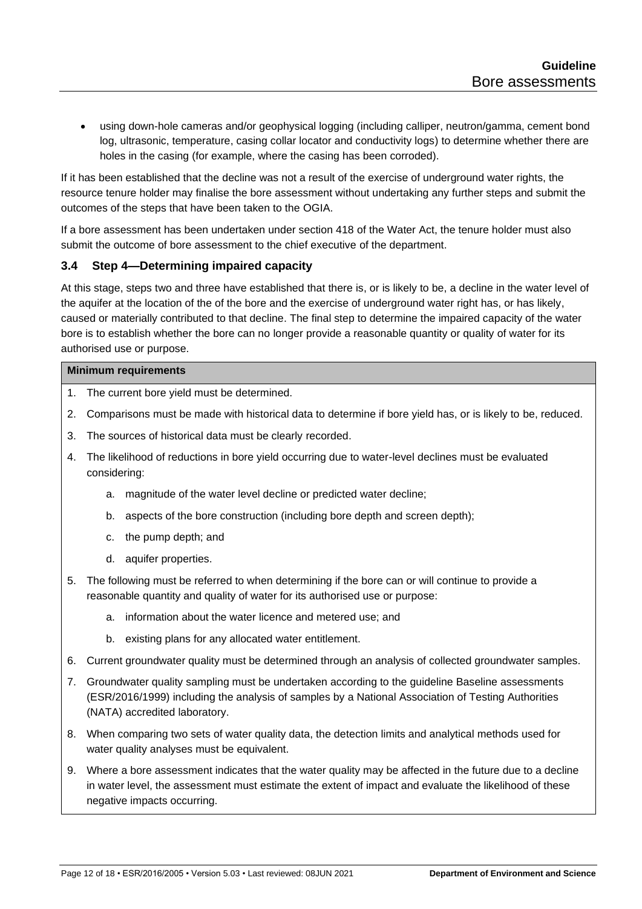- using down-hole cameras and/or geophysical logging (including calliper, neutron/gamma, cement bond log, ultrasonic, temperature, casing collar locator and conductivity logs) to determine whether there are holes in the casing (for example, where the casing has been corroded).

If it has been established that the decline was not a result of the exercise of underground water rights, the resource tenure holder may finalise the bore assessment without undertaking any further steps and submit the outcomes of the steps that have been taken to the OGIA.

If a bore assessment has been undertaken under section 418 of the Water Act, the tenure holder must also submit the outcome of bore assessment to the chief executive of the department.

### 3.4 Step 4—Determining impaired capacity

At this stage, steps two and three have established that there is, or is likely to be, a decline in the water level of the aquifer at the location of the of the bore and the exercise of underground water right has, or has likely, caused or materially contributed to that decline. The final step to determine the impaired capacity of the water bore is to establish whether the bore can no longer provide a reasonable quantity or quality of water for its authorised use or purpose.

| **Minimum requirements** |
|---|
| 1. The current bore yield must be determined.<br>2. Comparisons must be made with historical data to determine if bore yield has, or is likely to be, reduced.<br>3. The sources of historical data must be clearly recorded.<br>4. The likelihood of reductions in bore yield occurring due to water-level declines must be evaluated considering:<br>&nbsp;&nbsp;&nbsp;a. magnitude of the water level decline or predicted water decline;<br>&nbsp;&nbsp;&nbsp;b. aspects of the bore construction (including bore depth and screen depth);<br>&nbsp;&nbsp;&nbsp;c. the pump depth; and<br>&nbsp;&nbsp;&nbsp;d. aquifer properties.<br>5. The following must be referred to when determining if the bore can or will continue to provide a reasonable quantity and quality of water for its authorised use or purpose:<br>&nbsp;&nbsp;&nbsp;a. information about the water licence and metered use; and<br>&nbsp;&nbsp;&nbsp;b. existing plans for any allocated water entitlement.<br>6. Current groundwater quality must be determined through an analysis of collected groundwater samples.<br>7. Groundwater quality sampling must be undertaken according to the guideline Baseline assessments (ESR/2016/1999) including the analysis of samples by a National Association of Testing Authorities (NATA) accredited laboratory.<br>8. When comparing two sets of water quality data, the detection limits and analytical methods used for water quality analyses must be equivalent.<br>9. Where a bore assessment indicates that the water quality may be affected in the future due to a decline in water level, the assessment must estimate the extent of impact and evaluate the likelihood of these negative impacts occurring. |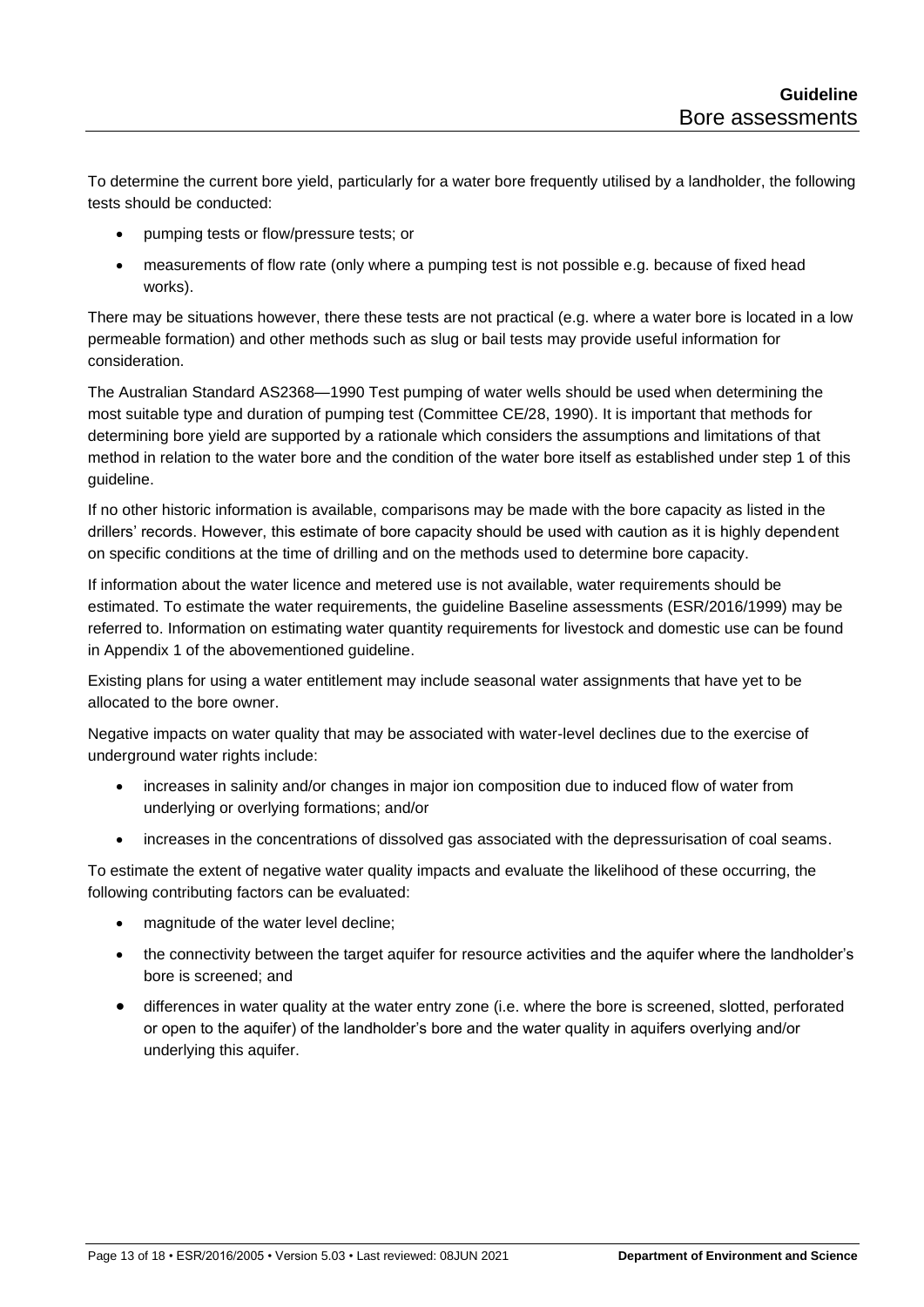To determine the current bore yield, particularly for a water bore frequently utilised by a landholder, the following tests should be conducted:

- pumping tests or flow/pressure tests; or
- measurements of flow rate (only where a pumping test is not possible e.g. because of fixed head works).

There may be situations however, there these tests are not practical (e.g. where a water bore is located in a low permeable formation) and other methods such as slug or bail tests may provide useful information for consideration.

The Australian Standard AS2368—1990 Test pumping of water wells should be used when determining the most suitable type and duration of pumping test (Committee CE/28, 1990). It is important that methods for determining bore yield are supported by a rationale which considers the assumptions and limitations of that method in relation to the water bore and the condition of the water bore itself as established under step 1 of this guideline.

If no other historic information is available, comparisons may be made with the bore capacity as listed in the drillers' records. However, this estimate of bore capacity should be used with caution as it is highly dependent on specific conditions at the time of drilling and on the methods used to determine bore capacity.

If information about the water licence and metered use is not available, water requirements should be estimated. To estimate the water requirements, the guideline Baseline assessments (ESR/2016/1999) may be referred to. Information on estimating water quantity requirements for livestock and domestic use can be found in Appendix 1 of the abovementioned guideline.

Existing plans for using a water entitlement may include seasonal water assignments that have yet to be allocated to the bore owner.

Negative impacts on water quality that may be associated with water-level declines due to the exercise of underground water rights include:

- increases in salinity and/or changes in major ion composition due to induced flow of water from underlying or overlying formations; and/or
- increases in the concentrations of dissolved gas associated with the depressurisation of coal seams.

To estimate the extent of negative water quality impacts and evaluate the likelihood of these occurring, the following contributing factors can be evaluated:

- magnitude of the water level decline;
- the connectivity between the target aquifer for resource activities and the aquifer where the landholder's bore is screened; and
- differences in water quality at the water entry zone (i.e. where the bore is screened, slotted, perforated or open to the aquifer) of the landholder's bore and the water quality in aquifers overlying and/or underlying this aquifer.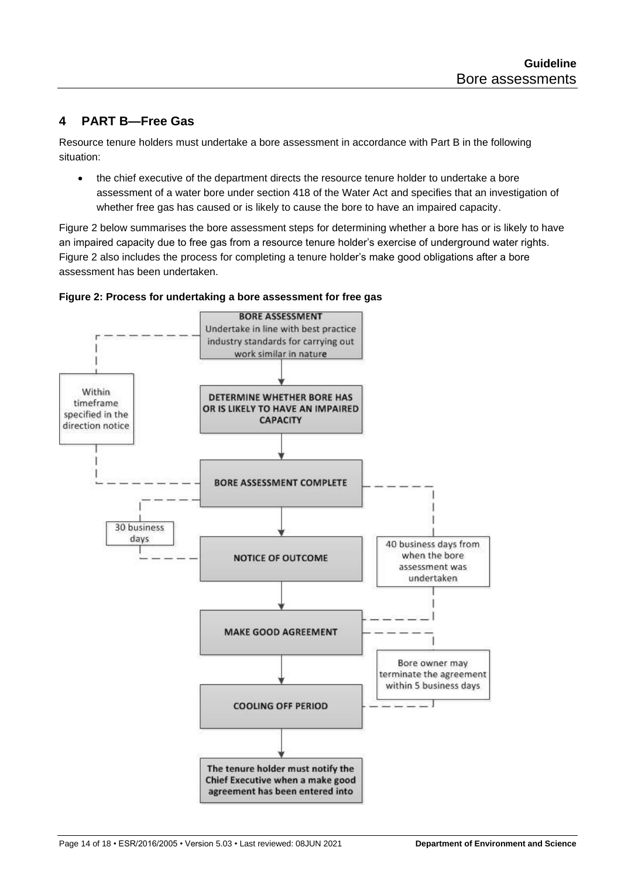## 4 PART B—Free Gas

Resource tenure holders must undertake a bore assessment in accordance with Part B in the following situation:

- the chief executive of the department directs the resource tenure holder to undertake a bore assessment of a water bore under section 418 of the Water Act and specifies that an investigation of whether free gas has caused or is likely to cause the bore to have an impaired capacity.

Figure 2 below summarises the bore assessment steps for determining whether a bore has or is likely to have an impaired capacity due to free gas from a resource tenure holder's exercise of underground water rights. Figure 2 also includes the process for completing a tenure holder's make good obligations after a bore assessment has been undertaken.

**Figure 2: Process for undertaking a bore assessment for free gas**

BORE ASSESSMENT
Undertake in line with best practice industry standards for carrying out work similar in nature

DETERMINE WHETHER BORE HAS OR IS LIKELY TO HAVE AN IMPAIRED CAPACITY

Within timeframe specified in the direction notice

BORE ASSESSMENT COMPLETE

30 business days

NOTICE OF OUTCOME

40 business days from when the bore assessment was undertaken

MAKE GOOD AGREEMENT

Bore owner may terminate the agreement within 5 business days

COOLING OFF PERIOD

The tenure holder must notify the Chief Executive when a make good agreement has been entered into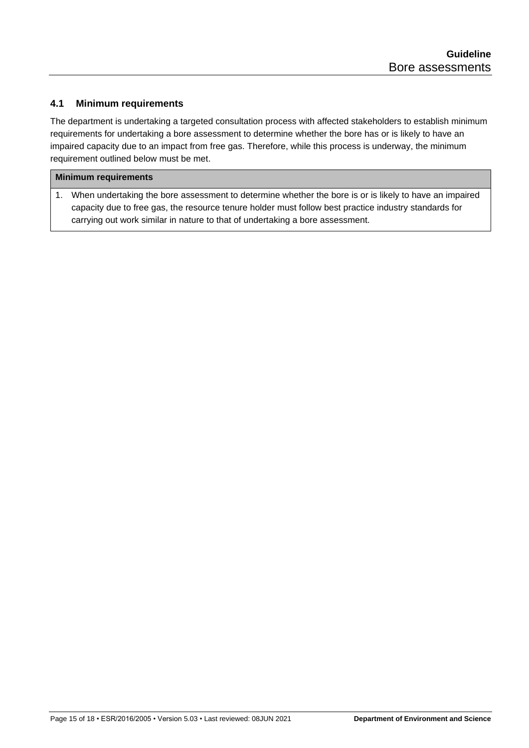### 4.1 Minimum requirements

The department is undertaking a targeted consultation process with affected stakeholders to establish minimum requirements for undertaking a bore assessment to determine whether the bore has or is likely to have an impaired capacity due to an impact from free gas. Therefore, while this process is underway, the minimum requirement outlined below must be met.

| Minimum requirements |
| --- |
| 1. When undertaking the bore assessment to determine whether the bore is or is likely to have an impaired capacity due to free gas, the resource tenure holder must follow best practice industry standards for carrying out work similar in nature to that of undertaking a bore assessment. |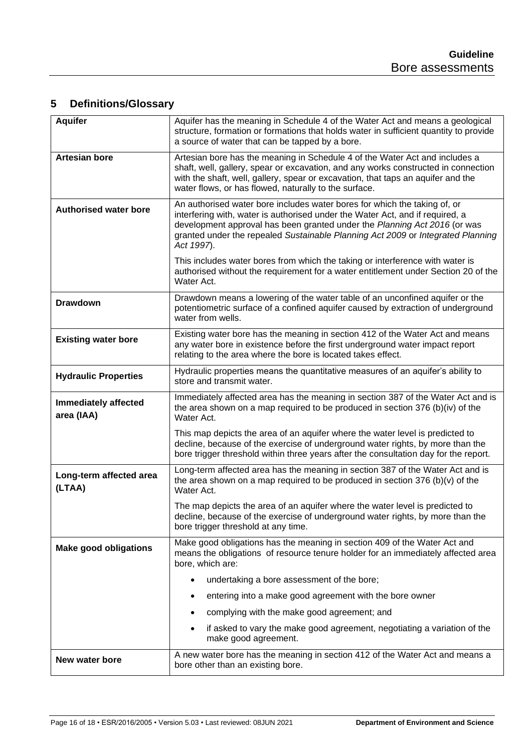## 5 Definitions/Glossary

| | |
|---|---|
| **Aquifer** | Aquifer has the meaning in Schedule 4 of the Water Act and means a geological structure, formation or formations that holds water in sufficient quantity to provide a source of water that can be tapped by a bore. |
| **Artesian bore** | Artesian bore has the meaning in Schedule 4 of the Water Act and includes a shaft, well, gallery, spear or excavation, and any works constructed in connection with the shaft, well, gallery, spear or excavation, that taps an aquifer and the water flows, or has flowed, naturally to the surface. |
| **Authorised water bore** | An authorised water bore includes water bores for which the taking of, or interfering with, water is authorised under the Water Act, and if required, a development approval has been granted under the *Planning Act 2016* (or was granted under the repealed *Sustainable Planning Act 2009* or *Integrated Planning Act 1997*).<br><br>This includes water bores from which the taking or interference with water is authorised without the requirement for a water entitlement under Section 20 of the Water Act. |
| **Drawdown** | Drawdown means a lowering of the water table of an unconfined aquifer or the potentiometric surface of a confined aquifer caused by extraction of underground water from wells. |
| **Existing water bore** | Existing water bore has the meaning in section 412 of the Water Act and means any water bore in existence before the first underground water impact report relating to the area where the bore is located takes effect. |
| **Hydraulic Properties** | Hydraulic properties means the quantitative measures of an aquifer's ability to store and transmit water. |
| **Immediately affected area (IAA)** | Immediately affected area has the meaning in section 387 of the Water Act and is the area shown on a map required to be produced in section 376 (b)(iv) of the Water Act.<br><br>This map depicts the area of an aquifer where the water level is predicted to decline, because of the exercise of underground water rights, by more than the bore trigger threshold within three years after the consultation day for the report. |
| **Long-term affected area (LTAA)** | Long-term affected area has the meaning in section 387 of the Water Act and is the area shown on a map required to be produced in section 376 (b)(v) of the Water Act.<br><br>The map depicts the area of an aquifer where the water level is predicted to decline, because of the exercise of underground water rights, by more than the bore trigger threshold at any time. |
| **Make good obligations** | Make good obligations has the meaning in section 409 of the Water Act and means the obligations of resource tenure holder for an immediately affected area bore, which are:<br>• undertaking a bore assessment of the bore;<br>• entering into a make good agreement with the bore owner<br>• complying with the make good agreement; and<br>• if asked to vary the make good agreement, negotiating a variation of the make good agreement. |
| **New water bore** | A new water bore has the meaning in section 412 of the Water Act and means a bore other than an existing bore. |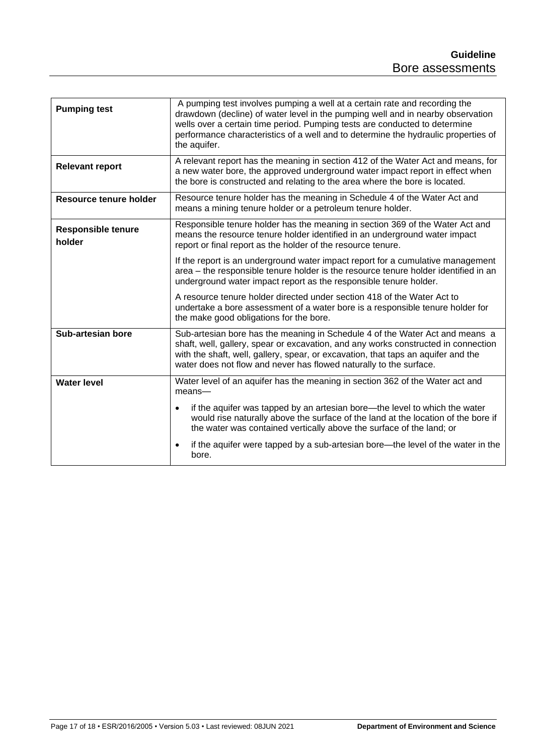| | |
|---|---|
| **Pumping test** | A pumping test involves pumping a well at a certain rate and recording the drawdown (decline) of water level in the pumping well and in nearby observation wells over a certain time period. Pumping tests are conducted to determine performance characteristics of a well and to determine the hydraulic properties of the aquifer. |
| **Relevant report** | A relevant report has the meaning in section 412 of the Water Act and means, for a new water bore, the approved underground water impact report in effect when the bore is constructed and relating to the area where the bore is located. |
| **Resource tenure holder** | Resource tenure holder has the meaning in Schedule 4 of the Water Act and means a mining tenure holder or a petroleum tenure holder. |
| **Responsible tenure holder** | Responsible tenure holder has the meaning in section 369 of the Water Act and means the resource tenure holder identified in an underground water impact report or final report as the holder of the resource tenure.<br><br>If the report is an underground water impact report for a cumulative management area – the responsible tenure holder is the resource tenure holder identified in an underground water impact report as the responsible tenure holder.<br><br>A resource tenure holder directed under section 418 of the Water Act to undertake a bore assessment of a water bore is a responsible tenure holder for the make good obligations for the bore. |
| **Sub-artesian bore** | Sub-artesian bore has the meaning in Schedule 4 of the Water Act and means a shaft, well, gallery, spear or excavation, and any works constructed in connection with the shaft, well, gallery, spear, or excavation, that taps an aquifer and the water does not flow and never has flowed naturally to the surface. |
| **Water level** | Water level of an aquifer has the meaning in section 362 of the Water act and means—<br><br>• if the aquifer was tapped by an artesian bore—the level to which the water would rise naturally above the surface of the land at the location of the bore if the water was contained vertically above the surface of the land; or<br><br>• if the aquifer were tapped by a sub-artesian bore—the level of the water in the bore. |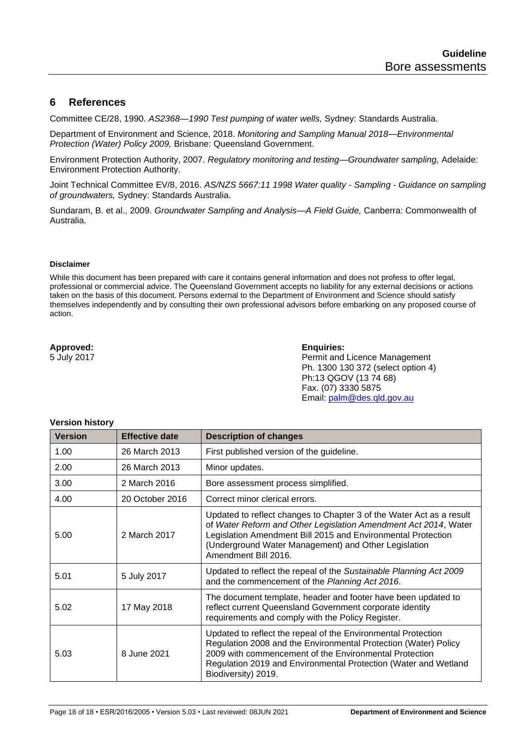## 6 References

Committee CE/28, 1990. *AS2368—1990 Test pumping of water wells,* Sydney: Standards Australia.

Department of Environment and Science, 2018. *Monitoring and Sampling Manual 2018—Environmental Protection (Water) Policy 2009,* Brisbane: Queensland Government.

Environment Protection Authority, 2007. *Regulatory monitoring and testing—Groundwater sampling,* Adelaide: Environment Protection Authority.

Joint Technical Committee EV/8, 2016. *AS/NZS 5667:11 1998 Water quality - Sampling - Guidance on sampling of groundwaters,* Sydney: Standards Australia.

Sundaram, B. et al., 2009. *Groundwater Sampling and Analysis—A Field Guide,* Canberra: Commonwealth of Australia.

**Disclaimer**

While this document has been prepared with care it contains general information and does not profess to offer legal, professional or commercial advice. The Queensland Government accepts no liability for any external decisions or actions taken on the basis of this document. Persons external to the Department of Environment and Science should satisfy themselves independently and by consulting their own professional advisors before embarking on any proposed course of action.

**Approved:**
5 July 2017

**Enquiries:**
Permit and Licence Management
Ph. 1300 130 372 (select option 4)
Ph:13 QGOV (13 74 68)
Fax. (07) 3330 5875
Email: palm@des.qld.gov.au

**Version history**

| Version | Effective date | Description of changes |
|---|---|---|
| 1.00 | 26 March 2013 | First published version of the guideline. |
| 2.00 | 26 March 2013 | Minor updates. |
| 3.00 | 2 March 2016 | Bore assessment process simplified. |
| 4.00 | 20 October 2016 | Correct minor clerical errors. |
| 5.00 | 2 March 2017 | Updated to reflect changes to Chapter 3 of the Water Act as a result of *Water Reform and Other Legislation Amendment Act 2014*, Water Legislation Amendment Bill 2015 and Environmental Protection (Underground Water Management) and Other Legislation Amendment Bill 2016. |
| 5.01 | 5 July 2017 | Updated to reflect the repeal of the *Sustainable Planning Act 2009* and the commencement of the *Planning Act 2016*. |
| 5.02 | 17 May 2018 | The document template, header and footer have been updated to reflect current Queensland Government corporate identity requirements and comply with the Policy Register. |
| 5.03 | 8 June 2021 | Updated to reflect the repeal of the Environmental Protection Regulation 2008 and the Environmental Protection (Water) Policy 2009 with commencement of the Environmental Protection Regulation 2019 and Environmental Protection (Water and Wetland Biodiversity) 2019. |